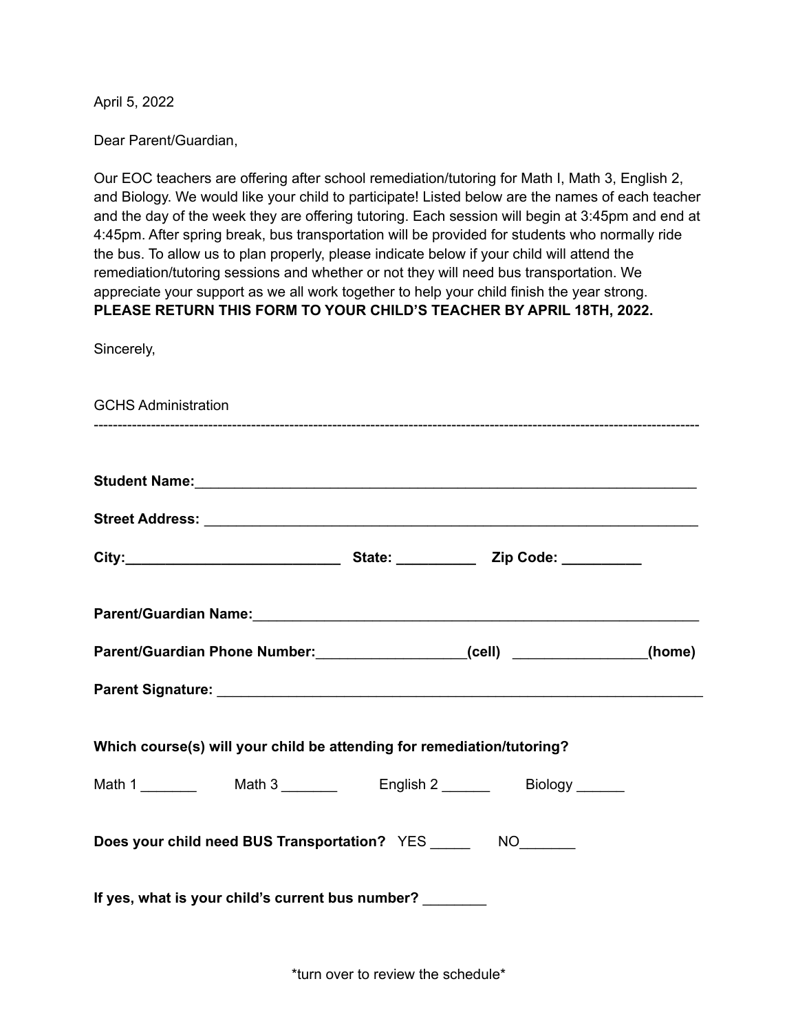April 5, 2022

Dear Parent/Guardian,

Our EOC teachers are offering after school remediation/tutoring for Math I, Math 3, English 2, and Biology. We would like your child to participate! Listed below are the names of each teacher and the day of the week they are offering tutoring. Each session will begin at 3:45pm and end at 4:45pm. After spring break, bus transportation will be provided for students who normally ride the bus. To allow us to plan properly, please indicate below if your child will attend the remediation/tutoring sessions and whether or not they will need bus transportation. We appreciate your support as we all work together to help your child finish the year strong. **PLEASE RETURN THIS FORM TO YOUR CHILD'S TEACHER BY APRIL 18TH, 2022.**

Sincerely,

GCHS Administration

---

**Student Name:**___________________________________________________________________

**Street Address:** _________________________________________________________________

**City:**___________________________ **State:** __________ **Zip Code:** __________

**Parent/Guardian Name:**_____________________________________________________

**Parent/Guardian Phone Number:**___________________**(cell)** _________________**(home)**

**Parent Signature:** _______________________________________________________________

**Which course(s) will your child be attending for remediation/tutoring?**

Math 1 _______ Math 3 _______ English 2 ______ Biology ______

**Does your child need BUS Transportation?** YES _____ NO_______

**If yes, what is your child's current bus number?** ________

*turn over to review the schedule*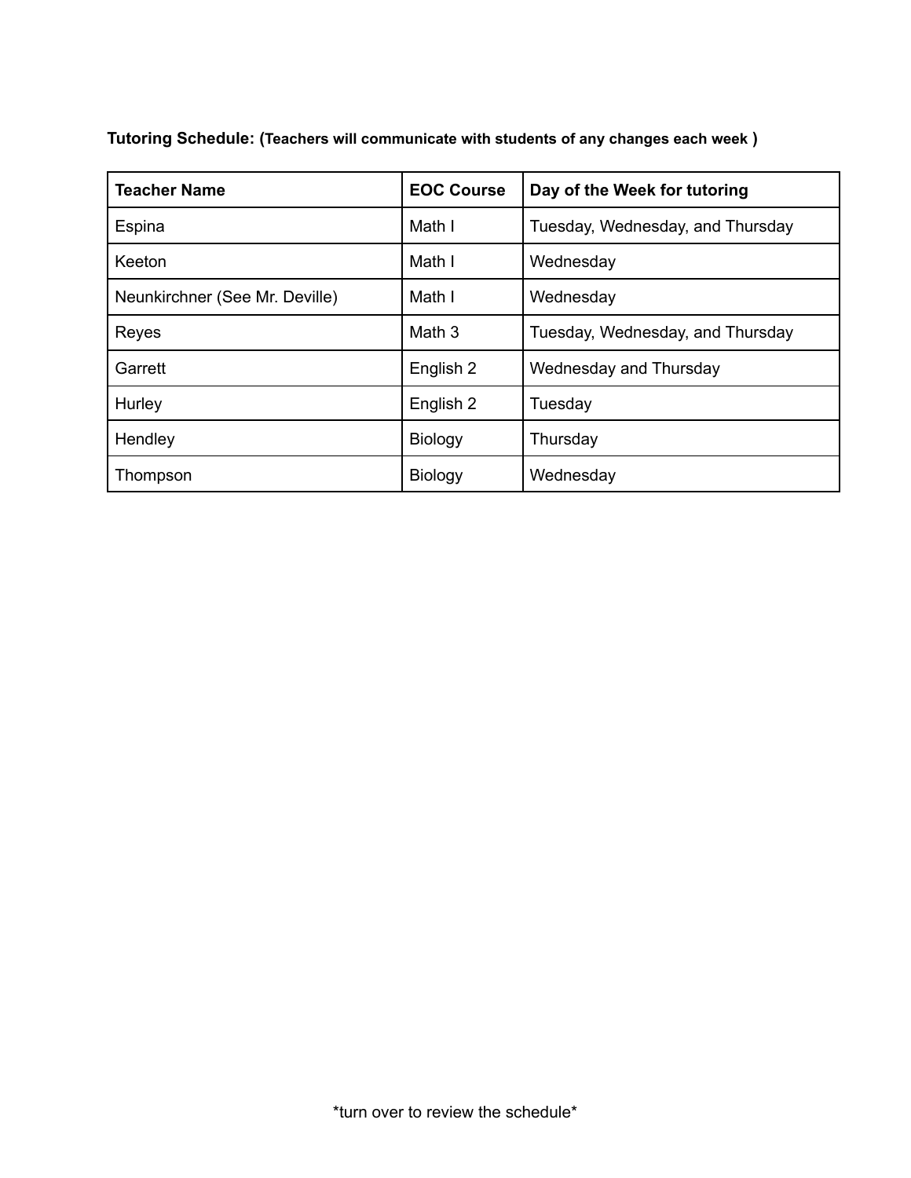**Tutoring Schedule: (Teachers will communicate with students of any changes each week )**

| Teacher Name | EOC Course | Day of the Week for tutoring |
| --- | --- | --- |
| Espina | Math I | Tuesday, Wednesday, and Thursday |
| Keeton | Math I | Wednesday |
| Neunkirchner (See Mr. Deville) | Math I | Wednesday |
| Reyes | Math 3 | Tuesday, Wednesday, and Thursday |
| Garrett | English 2 | Wednesday and Thursday |
| Hurley | English 2 | Tuesday |
| Hendley | Biology | Thursday |
| Thompson | Biology | Wednesday |

*turn over to review the schedule*